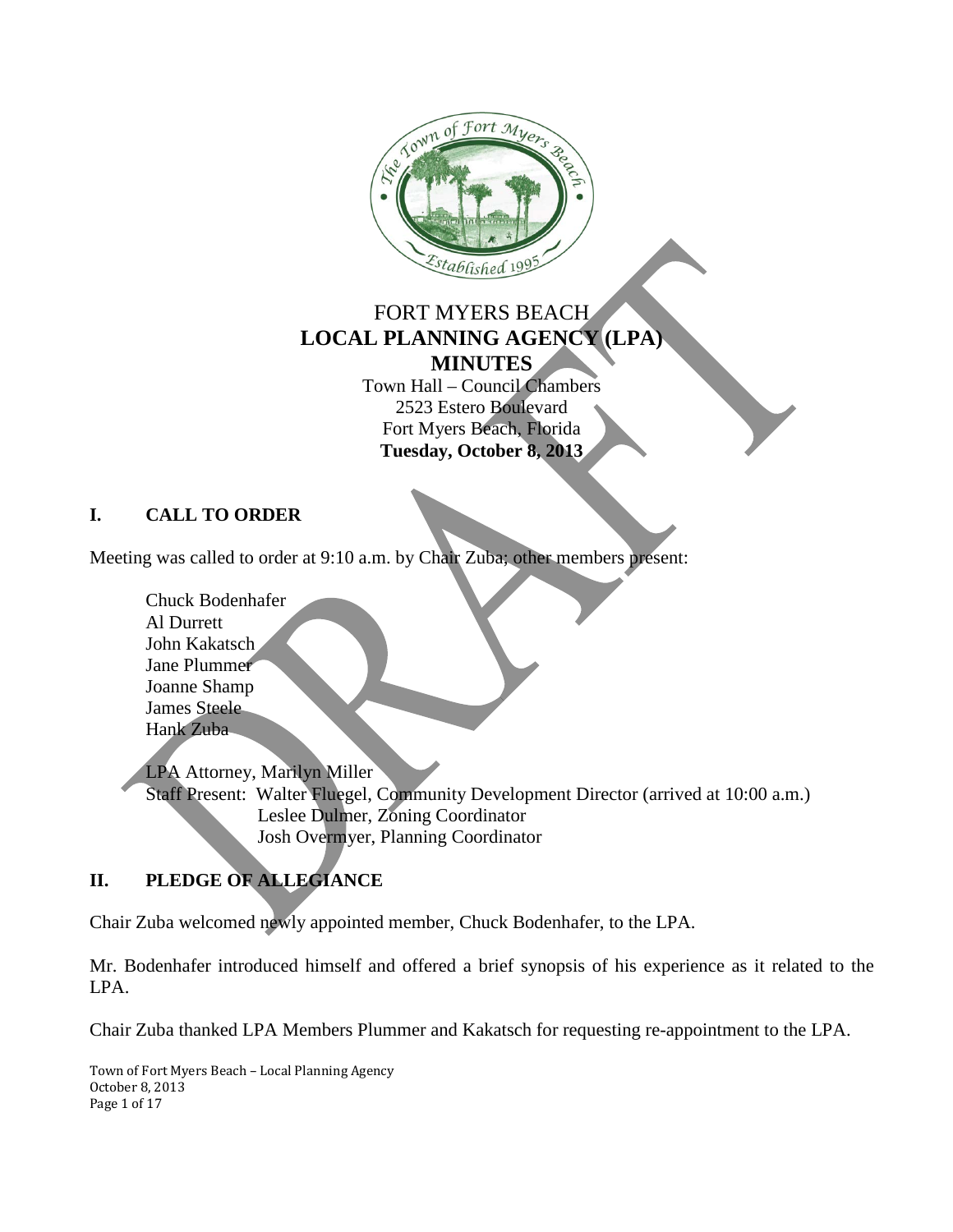# FORT MYERS BEACH
# LOCAL PLANNING AGENCY (LPA)
# MINUTES

Town Hall – Council Chambers
2523 Estero Boulevard
Fort Myers Beach, Florida
**Tuesday, October 8, 2013**

## I. CALL TO ORDER

Meeting was called to order at 9:10 a.m. by Chair Zuba; other members present:

Chuck Bodenhafer
Al Durrett
John Kakatsch
Jane Plummer
Joanne Shamp
James Steele
Hank Zuba

LPA Attorney, Marilyn Miller
Staff Present: Walter Fluegel, Community Development Director (arrived at 10:00 a.m.)
Leslee Dulmer, Zoning Coordinator
Josh Overmyer, Planning Coordinator

## II. PLEDGE OF ALLEGIANCE

Chair Zuba welcomed newly appointed member, Chuck Bodenhafer, to the LPA.

Mr. Bodenhafer introduced himself and offered a brief synopsis of his experience as it related to the LPA.

Chair Zuba thanked LPA Members Plummer and Kakatsch for requesting re-appointment to the LPA.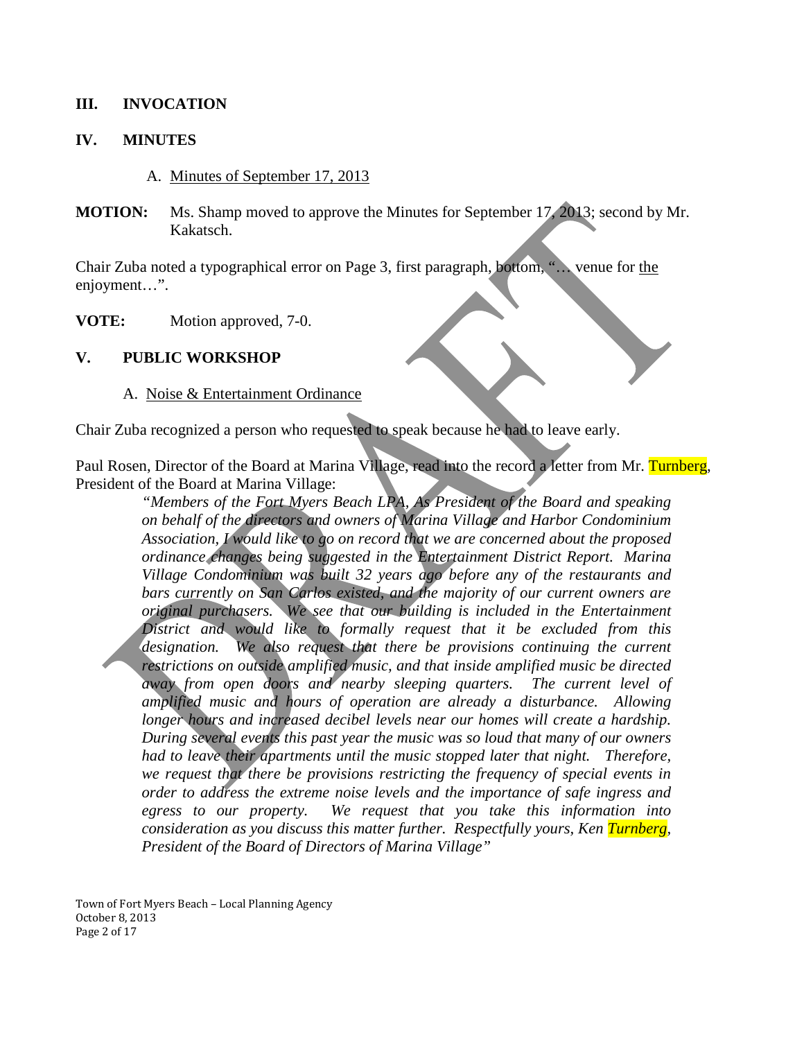## III. INVOCATION

## IV. MINUTES

A. Minutes of September 17, 2013

**MOTION:** Ms. Shamp moved to approve the Minutes for September 17, 2013; second by Mr. Kakatsch.

Chair Zuba noted a typographical error on Page 3, first paragraph, bottom, "… venue for the enjoyment…".

**VOTE:** Motion approved, 7-0.

## V. PUBLIC WORKSHOP

A. Noise & Entertainment Ordinance

Chair Zuba recognized a person who requested to speak because he had to leave early.

Paul Rosen, Director of the Board at Marina Village, read into the record a letter from Mr. Turnberg, President of the Board at Marina Village:

> *"Members of the Fort Myers Beach LPA, As President of the Board and speaking on behalf of the directors and owners of Marina Village and Harbor Condominium Association, I would like to go on record that we are concerned about the proposed ordinance changes being suggested in the Entertainment District Report. Marina Village Condominium was built 32 years ago before any of the restaurants and bars currently on San Carlos existed, and the majority of our current owners are original purchasers. We see that our building is included in the Entertainment District and would like to formally request that it be excluded from this designation. We also request that there be provisions continuing the current restrictions on outside amplified music, and that inside amplified music be directed away from open doors and nearby sleeping quarters. The current level of amplified music and hours of operation are already a disturbance. Allowing longer hours and increased decibel levels near our homes will create a hardship. During several events this past year the music was so loud that many of our owners had to leave their apartments until the music stopped later that night. Therefore, we request that there be provisions restricting the frequency of special events in order to address the extreme noise levels and the importance of safe ingress and egress to our property. We request that you take this information into consideration as you discuss this matter further. Respectfully yours, Ken Turnberg, President of the Board of Directors of Marina Village"*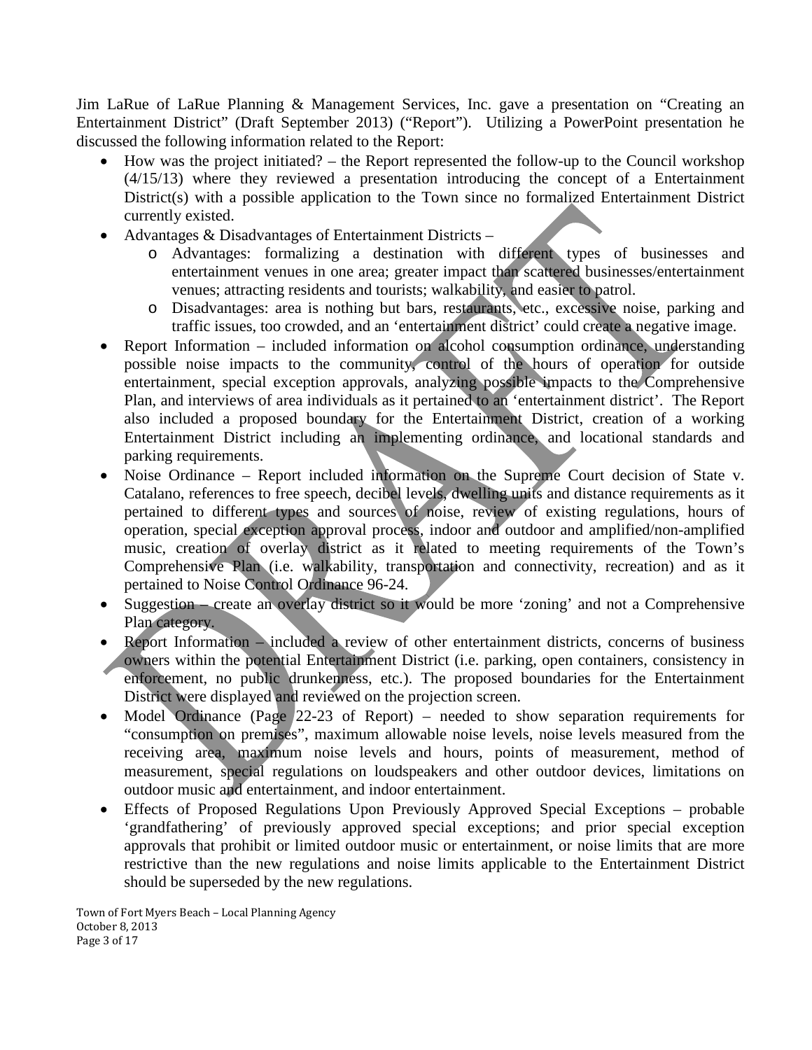Jim LaRue of LaRue Planning & Management Services, Inc. gave a presentation on "Creating an Entertainment District" (Draft September 2013) ("Report"). Utilizing a PowerPoint presentation he discussed the following information related to the Report:

- How was the project initiated? – the Report represented the follow-up to the Council workshop (4/15/13) where they reviewed a presentation introducing the concept of a Entertainment District(s) with a possible application to the Town since no formalized Entertainment District currently existed.
- Advantages & Disadvantages of Entertainment Districts –
  - Advantages: formalizing a destination with different types of businesses and entertainment venues in one area; greater impact than scattered businesses/entertainment venues; attracting residents and tourists; walkability, and easier to patrol.
  - Disadvantages: area is nothing but bars, restaurants, etc., excessive noise, parking and traffic issues, too crowded, and an 'entertainment district' could create a negative image.
- Report Information – included information on alcohol consumption ordinance, understanding possible noise impacts to the community, control of the hours of operation for outside entertainment, special exception approvals, analyzing possible impacts to the Comprehensive Plan, and interviews of area individuals as it pertained to an 'entertainment district'. The Report also included a proposed boundary for the Entertainment District, creation of a working Entertainment District including an implementing ordinance, and locational standards and parking requirements.
- Noise Ordinance – Report included information on the Supreme Court decision of State v. Catalano, references to free speech, decibel levels, dwelling units and distance requirements as it pertained to different types and sources of noise, review of existing regulations, hours of operation, special exception approval process, indoor and outdoor and amplified/non-amplified music, creation of overlay district as it related to meeting requirements of the Town's Comprehensive Plan (i.e. walkability, transportation and connectivity, recreation) and as it pertained to Noise Control Ordinance 96-24.
- Suggestion – create an overlay district so it would be more 'zoning' and not a Comprehensive Plan category.
- Report Information – included a review of other entertainment districts, concerns of business owners within the potential Entertainment District (i.e. parking, open containers, consistency in enforcement, no public drunkenness, etc.). The proposed boundaries for the Entertainment District were displayed and reviewed on the projection screen.
- Model Ordinance (Page 22-23 of Report) – needed to show separation requirements for "consumption on premises", maximum allowable noise levels, noise levels measured from the receiving area, maximum noise levels and hours, points of measurement, method of measurement, special regulations on loudspeakers and other outdoor devices, limitations on outdoor music and entertainment, and indoor entertainment.
- Effects of Proposed Regulations Upon Previously Approved Special Exceptions – probable 'grandfathering' of previously approved special exceptions; and prior special exception approvals that prohibit or limited outdoor music or entertainment, or noise limits that are more restrictive than the new regulations and noise limits applicable to the Entertainment District should be superseded by the new regulations.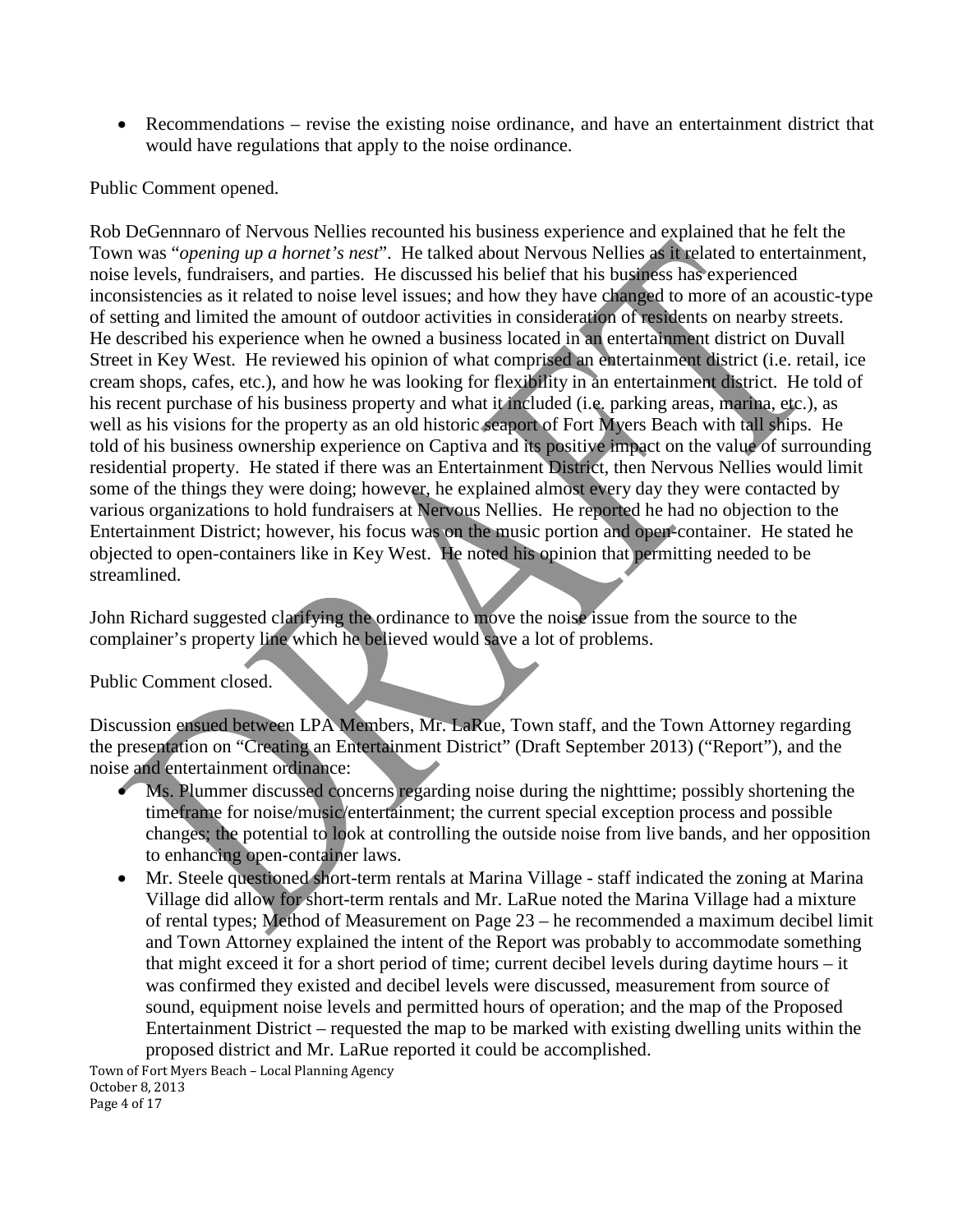- Recommendations – revise the existing noise ordinance, and have an entertainment district that would have regulations that apply to the noise ordinance.

Public Comment opened.

Rob DeGennnaro of Nervous Nellies recounted his business experience and explained that he felt the Town was "*opening up a hornet's nest*". He talked about Nervous Nellies as it related to entertainment, noise levels, fundraisers, and parties. He discussed his belief that his business has experienced inconsistencies as it related to noise level issues; and how they have changed to more of an acoustic-type of setting and limited the amount of outdoor activities in consideration of residents on nearby streets. He described his experience when he owned a business located in an entertainment district on Duvall Street in Key West. He reviewed his opinion of what comprised an entertainment district (i.e. retail, ice cream shops, cafes, etc.), and how he was looking for flexibility in an entertainment district. He told of his recent purchase of his business property and what it included (i.e. parking areas, marina, etc.), as well as his visions for the property as an old historic seaport of Fort Myers Beach with tall ships. He told of his business ownership experience on Captiva and its positive impact on the value of surrounding residential property. He stated if there was an Entertainment District, then Nervous Nellies would limit some of the things they were doing; however, he explained almost every day they were contacted by various organizations to hold fundraisers at Nervous Nellies. He reported he had no objection to the Entertainment District; however, his focus was on the music portion and open-container. He stated he objected to open-containers like in Key West. He noted his opinion that permitting needed to be streamlined.

John Richard suggested clarifying the ordinance to move the noise issue from the source to the complainer's property line which he believed would save a lot of problems.

Public Comment closed.

Discussion ensued between LPA Members, Mr. LaRue, Town staff, and the Town Attorney regarding the presentation on "Creating an Entertainment District" (Draft September 2013) ("Report"), and the noise and entertainment ordinance:

- Ms. Plummer discussed concerns regarding noise during the nighttime; possibly shortening the timeframe for noise/music/entertainment; the current special exception process and possible changes; the potential to look at controlling the outside noise from live bands, and her opposition to enhancing open-container laws.
- Mr. Steele questioned short-term rentals at Marina Village - staff indicated the zoning at Marina Village did allow for short-term rentals and Mr. LaRue noted the Marina Village had a mixture of rental types; Method of Measurement on Page 23 – he recommended a maximum decibel limit and Town Attorney explained the intent of the Report was probably to accommodate something that might exceed it for a short period of time; current decibel levels during daytime hours – it was confirmed they existed and decibel levels were discussed, measurement from source of sound, equipment noise levels and permitted hours of operation; and the map of the Proposed Entertainment District – requested the map to be marked with existing dwelling units within the proposed district and Mr. LaRue reported it could be accomplished.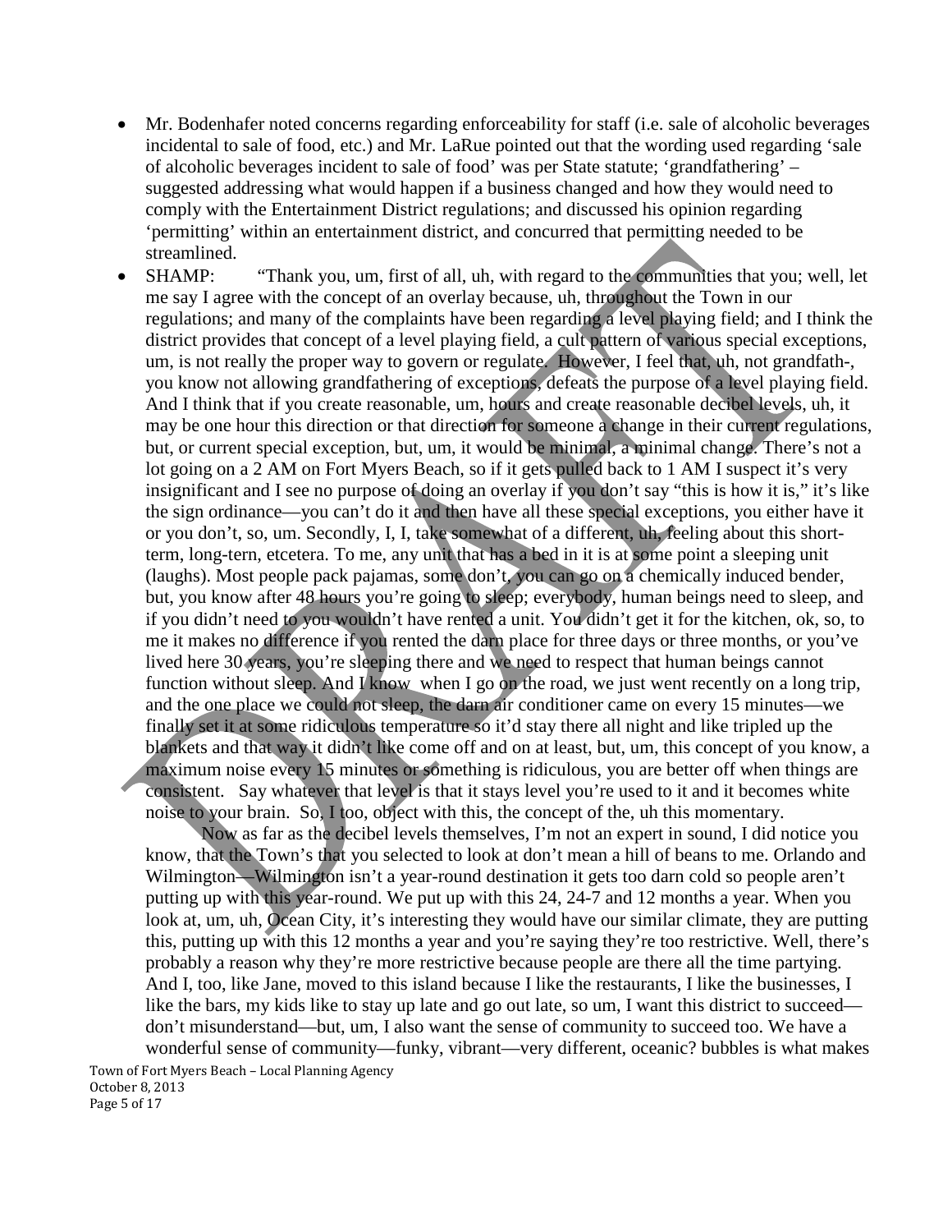- Mr. Bodenhafer noted concerns regarding enforceability for staff (i.e. sale of alcoholic beverages incidental to sale of food, etc.) and Mr. LaRue pointed out that the wording used regarding 'sale of alcoholic beverages incident to sale of food' was per State statute; 'grandfathering' – suggested addressing what would happen if a business changed and how they would need to comply with the Entertainment District regulations; and discussed his opinion regarding 'permitting' within an entertainment district, and concurred that permitting needed to be streamlined.
- SHAMP: "Thank you, um, first of all, uh, with regard to the communities that you; well, let me say I agree with the concept of an overlay because, uh, throughout the Town in our regulations; and many of the complaints have been regarding a level playing field; and I think the district provides that concept of a level playing field, a cult pattern of various special exceptions, um, is not really the proper way to govern or regulate. However, I feel that, uh, not grandfath-, you know not allowing grandfathering of exceptions, defeats the purpose of a level playing field. And I think that if you create reasonable, um, hours and create reasonable decibel levels, uh, it may be one hour this direction or that direction for someone a change in their current regulations, but, or current special exception, but, um, it would be minimal, a minimal change. There's not a lot going on a 2 AM on Fort Myers Beach, so if it gets pulled back to 1 AM I suspect it's very insignificant and I see no purpose of doing an overlay if you don't say "this is how it is," it's like the sign ordinance—you can't do it and then have all these special exceptions, you either have it or you don't, so, um. Secondly, I, I, take somewhat of a different, uh, feeling about this short-term, long-tern, etcetera. To me, any unit that has a bed in it is at some point a sleeping unit (laughs). Most people pack pajamas, some don't, you can go on a chemically induced bender, but, you know after 48 hours you're going to sleep; everybody, human beings need to sleep, and if you didn't need to you wouldn't have rented a unit. You didn't get it for the kitchen, ok, so, to me it makes no difference if you rented the darn place for three days or three months, or you've lived here 30 years, you're sleeping there and we need to respect that human beings cannot function without sleep. And I know when I go on the road, we just went recently on a long trip, and the one place we could not sleep, the darn air conditioner came on every 15 minutes—we finally set it at some ridiculous temperature so it'd stay there all night and like tripled up the blankets and that way it didn't like come off and on at least, but, um, this concept of you know, a maximum noise every 15 minutes or something is ridiculous, you are better off when things are consistent. Say whatever that level is that it stays level you're used to it and it becomes white noise to your brain. So, I too, object with this, the concept of the, uh this momentary.

  Now as far as the decibel levels themselves, I'm not an expert in sound, I did notice you know, that the Town's that you selected to look at don't mean a hill of beans to me. Orlando and Wilmington—Wilmington isn't a year-round destination it gets too darn cold so people aren't putting up with this year-round. We put up with this 24, 24-7 and 12 months a year. When you look at, um, uh, Ocean City, it's interesting they would have our similar climate, they are putting this, putting up with this 12 months a year and you're saying they're too restrictive. Well, there's probably a reason why they're more restrictive because people are there all the time partying. And I, too, like Jane, moved to this island because I like the restaurants, I like the businesses, I like the bars, my kids like to stay up late and go out late, so um, I want this district to succeed—don't misunderstand—but, um, I also want the sense of community to succeed too. We have a wonderful sense of community—funky, vibrant—very different, oceanic? bubbles is what makes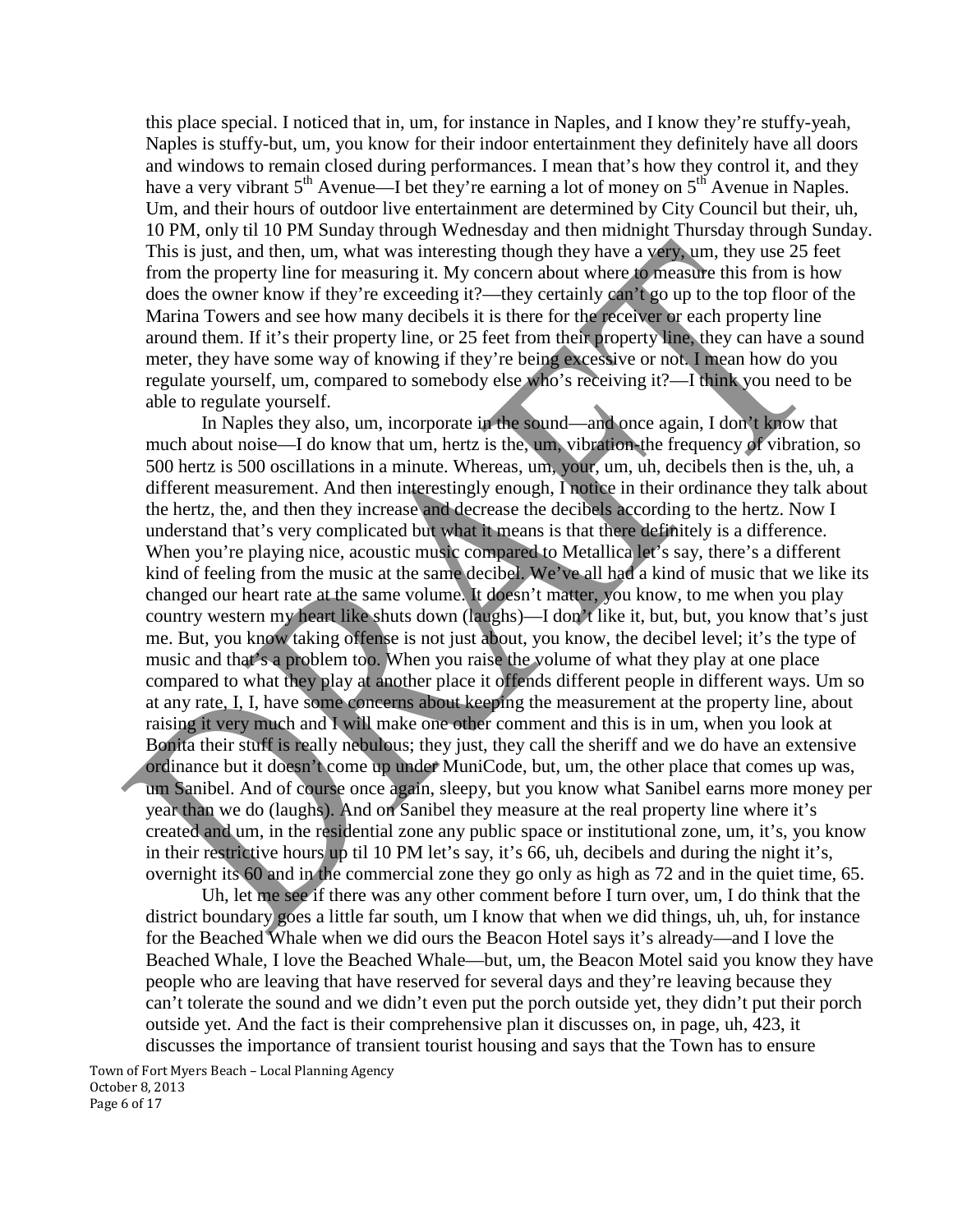this place special. I noticed that in, um, for instance in Naples, and I know they're stuffy-yeah, Naples is stuffy-but, um, you know for their indoor entertainment they definitely have all doors and windows to remain closed during performances. I mean that's how they control it, and they have a very vibrant 5th Avenue—I bet they're earning a lot of money on 5th Avenue in Naples. Um, and their hours of outdoor live entertainment are determined by City Council but their, uh, 10 PM, only til 10 PM Sunday through Wednesday and then midnight Thursday through Sunday. This is just, and then, um, what was interesting though they have a very, um, they use 25 feet from the property line for measuring it. My concern about where to measure this from is how does the owner know if they're exceeding it?—they certainly can't go up to the top floor of the Marina Towers and see how many decibels it is there for the receiver or each property line around them. If it's their property line, or 25 feet from their property line, they can have a sound meter, they have some way of knowing if they're being excessive or not. I mean how do you regulate yourself, um, compared to somebody else who's receiving it?—I think you need to be able to regulate yourself.

In Naples they also, um, incorporate in the sound—and once again, I don't know that much about noise—I do know that um, hertz is the, um, vibration-the frequency of vibration, so 500 hertz is 500 oscillations in a minute. Whereas, um, your, um, uh, decibels then is the, uh, a different measurement. And then interestingly enough, I notice in their ordinance they talk about the hertz, the, and then they increase and decrease the decibels according to the hertz. Now I understand that's very complicated but what it means is that there definitely is a difference. When you're playing nice, acoustic music compared to Metallica let's say, there's a different kind of feeling from the music at the same decibel. We've all had a kind of music that we like its changed our heart rate at the same volume. It doesn't matter, you know, to me when you play country western my heart like shuts down (laughs)—I don't like it, but, but, you know that's just me. But, you know taking offense is not just about, you know, the decibel level; it's the type of music and that's a problem too. When you raise the volume of what they play at one place compared to what they play at another place it offends different people in different ways. Um so at any rate, I, I, have some concerns about keeping the measurement at the property line, about raising it very much and I will make one other comment and this is in um, when you look at Bonita their stuff is really nebulous; they just, they call the sheriff and we do have an extensive ordinance but it doesn't come up under MuniCode, but, um, the other place that comes up was, um Sanibel. And of course once again, sleepy, but you know what Sanibel earns more money per year than we do (laughs). And on Sanibel they measure at the real property line where it's created and um, in the residential zone any public space or institutional zone, um, it's, you know in their restrictive hours up til 10 PM let's say, it's 66, uh, decibels and during the night it's, overnight its 60 and in the commercial zone they go only as high as 72 and in the quiet time, 65.

Uh, let me see if there was any other comment before I turn over, um, I do think that the district boundary goes a little far south, um I know that when we did things, uh, uh, for instance for the Beached Whale when we did ours the Beacon Hotel says it's already—and I love the Beached Whale, I love the Beached Whale—but, um, the Beacon Motel said you know they have people who are leaving that have reserved for several days and they're leaving because they can't tolerate the sound and we didn't even put the porch outside yet, they didn't put their porch outside yet. And the fact is their comprehensive plan it discusses on, in page, uh, 423, it discusses the importance of transient tourist housing and says that the Town has to ensure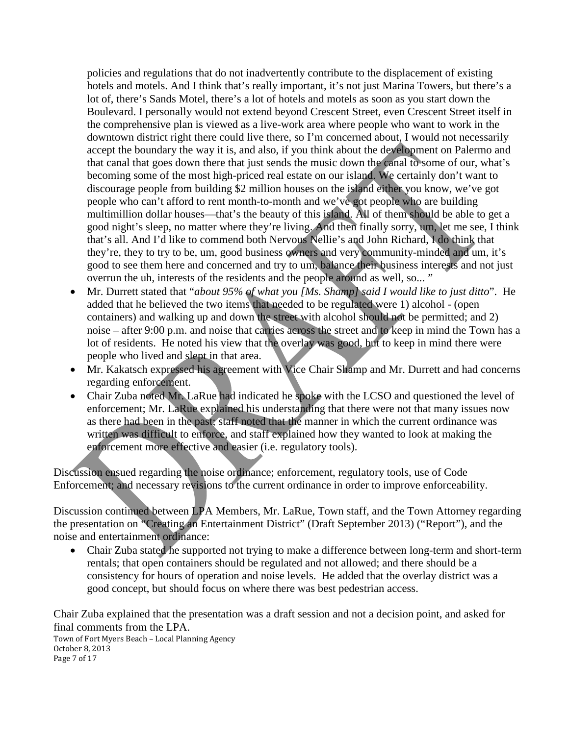policies and regulations that do not inadvertently contribute to the displacement of existing hotels and motels. And I think that's really important, it's not just Marina Towers, but there's a lot of, there's Sands Motel, there's a lot of hotels and motels as soon as you start down the Boulevard. I personally would not extend beyond Crescent Street, even Crescent Street itself in the comprehensive plan is viewed as a live-work area where people who want to work in the downtown district right there could live there, so I'm concerned about, I would not necessarily accept the boundary the way it is, and also, if you think about the development on Palermo and that canal that goes down there that just sends the music down the canal to some of our, what's becoming some of the most high-priced real estate on our island. We certainly don't want to discourage people from building $2 million houses on the island either you know, we've got people who can't afford to rent month-to-month and we've got people who are building multimillion dollar houses—that's the beauty of this island. All of them should be able to get a good night's sleep, no matter where they're living. And then finally sorry, um, let me see, I think that's all. And I'd like to commend both Nervous Nellie's and John Richard, I do think that they're, they to try to be, um, good business owners and very community-minded and um, it's good to see them here and concerned and try to um, balance their business interests and not just overrun the uh, interests of the residents and the people around as well, so... "

- Mr. Durrett stated that "*about 95% of what you [Ms. Shamp] said I would like to just ditto*". He added that he believed the two items that needed to be regulated were 1) alcohol - (open containers) and walking up and down the street with alcohol should not be permitted; and 2) noise – after 9:00 p.m. and noise that carries across the street and to keep in mind the Town has a lot of residents. He noted his view that the overlay was good, but to keep in mind there were people who lived and slept in that area.
- Mr. Kakatsch expressed his agreement with Vice Chair Shamp and Mr. Durrett and had concerns regarding enforcement.
- Chair Zuba noted Mr. LaRue had indicated he spoke with the LCSO and questioned the level of enforcement; Mr. LaRue explained his understanding that there were not that many issues now as there had been in the past; staff noted that the manner in which the current ordinance was written was difficult to enforce, and staff explained how they wanted to look at making the enforcement more effective and easier (i.e. regulatory tools).

Discussion ensued regarding the noise ordinance; enforcement, regulatory tools, use of Code Enforcement; and necessary revisions to the current ordinance in order to improve enforceability.

Discussion continued between LPA Members, Mr. LaRue, Town staff, and the Town Attorney regarding the presentation on "Creating an Entertainment District" (Draft September 2013) ("Report"), and the noise and entertainment ordinance:

- Chair Zuba stated he supported not trying to make a difference between long-term and short-term rentals; that open containers should be regulated and not allowed; and there should be a consistency for hours of operation and noise levels. He added that the overlay district was a good concept, but should focus on where there was best pedestrian access.

Chair Zuba explained that the presentation was a draft session and not a decision point, and asked for final comments from the LPA.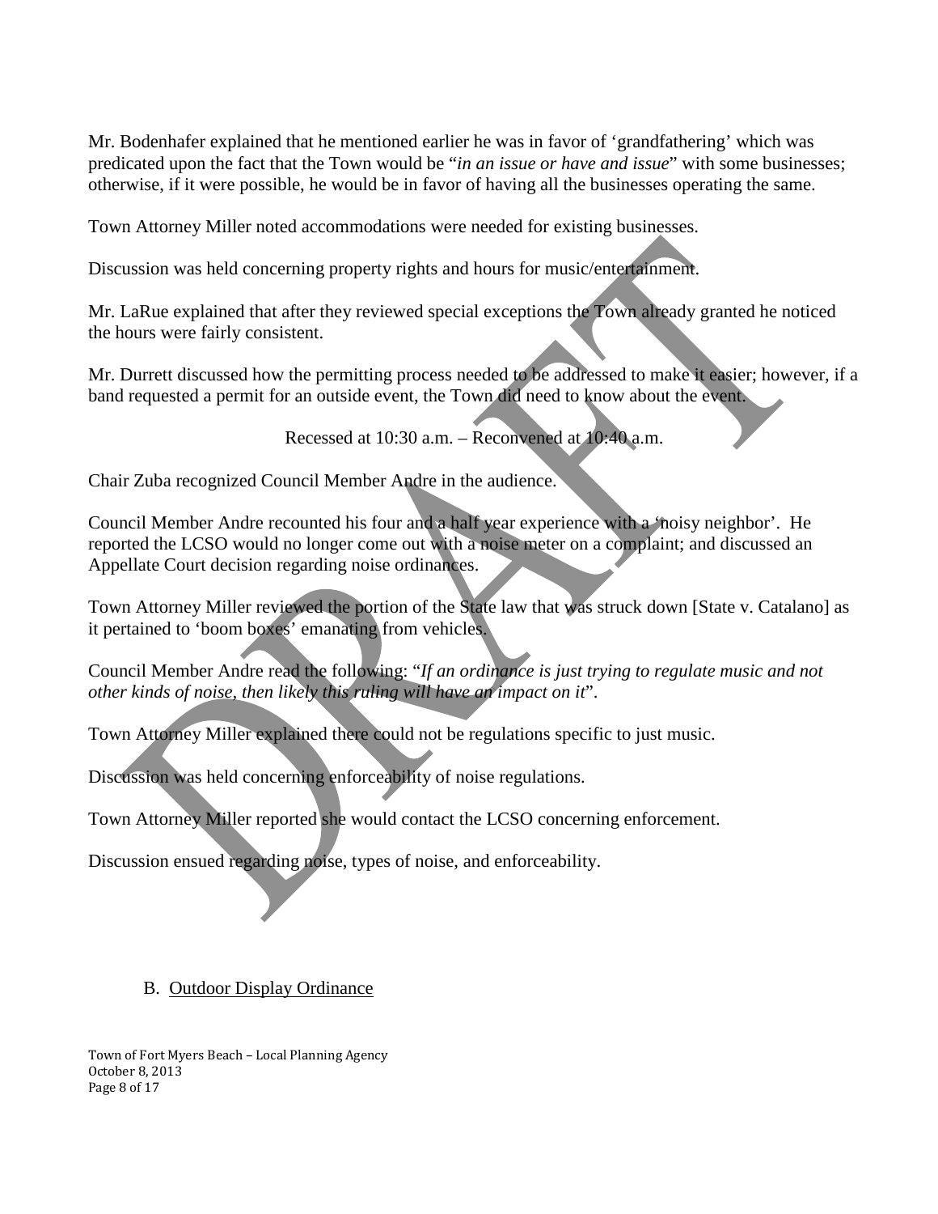Mr. Bodenhafer explained that he mentioned earlier he was in favor of 'grandfathering' which was predicated upon the fact that the Town would be "*in an issue or have and issue*" with some businesses; otherwise, if it were possible, he would be in favor of having all the businesses operating the same.

Town Attorney Miller noted accommodations were needed for existing businesses.

Discussion was held concerning property rights and hours for music/entertainment.

Mr. LaRue explained that after they reviewed special exceptions the Town already granted he noticed the hours were fairly consistent.

Mr. Durrett discussed how the permitting process needed to be addressed to make it easier; however, if a band requested a permit for an outside event, the Town did need to know about the event.

Recessed at 10:30 a.m. – Reconvened at 10:40 a.m.

Chair Zuba recognized Council Member Andre in the audience.

Council Member Andre recounted his four and a half year experience with a 'noisy neighbor'. He reported the LCSO would no longer come out with a noise meter on a complaint; and discussed an Appellate Court decision regarding noise ordinances.

Town Attorney Miller reviewed the portion of the State law that was struck down [State v. Catalano] as it pertained to 'boom boxes' emanating from vehicles.

Council Member Andre read the following: "*If an ordinance is just trying to regulate music and not other kinds of noise, then likely this ruling will have an impact on it*".

Town Attorney Miller explained there could not be regulations specific to just music.

Discussion was held concerning enforceability of noise regulations.

Town Attorney Miller reported she would contact the LCSO concerning enforcement.

Discussion ensued regarding noise, types of noise, and enforceability.

B. Outdoor Display Ordinance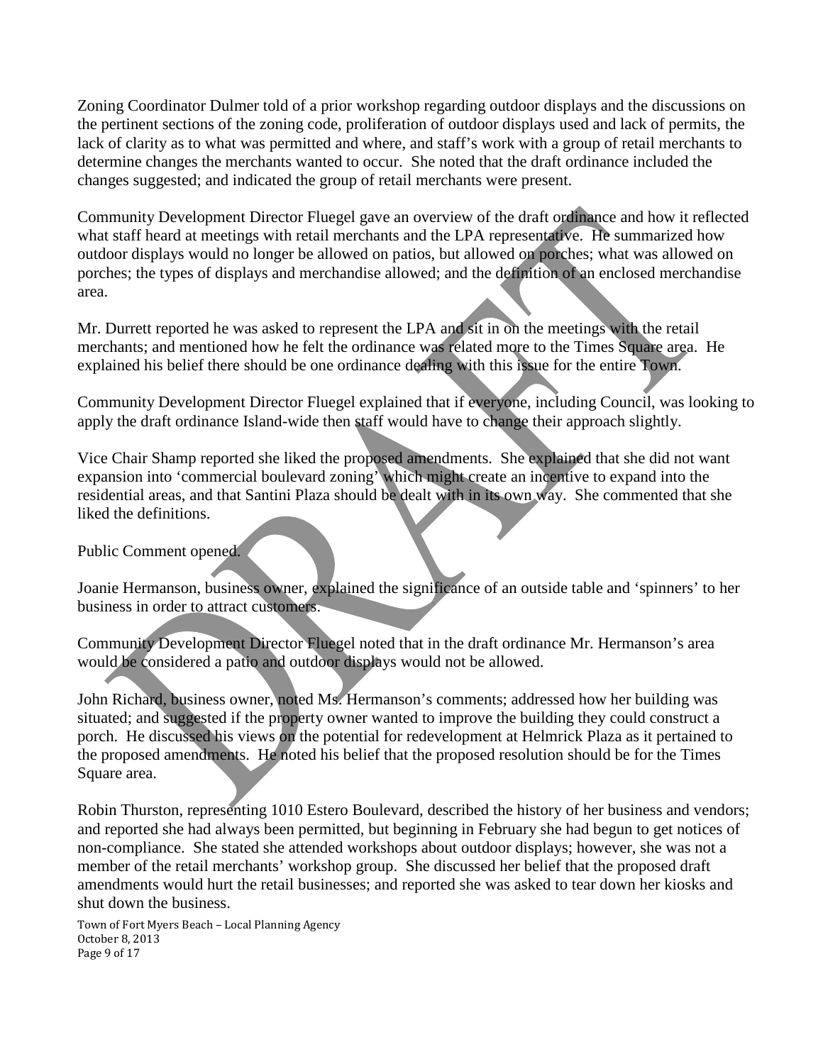Zoning Coordinator Dulmer told of a prior workshop regarding outdoor displays and the discussions on the pertinent sections of the zoning code, proliferation of outdoor displays used and lack of permits, the lack of clarity as to what was permitted and where, and staff's work with a group of retail merchants to determine changes the merchants wanted to occur. She noted that the draft ordinance included the changes suggested; and indicated the group of retail merchants were present.

Community Development Director Fluegel gave an overview of the draft ordinance and how it reflected what staff heard at meetings with retail merchants and the LPA representative. He summarized how outdoor displays would no longer be allowed on patios, but allowed on porches; what was allowed on porches; the types of displays and merchandise allowed; and the definition of an enclosed merchandise area.

Mr. Durrett reported he was asked to represent the LPA and sit in on the meetings with the retail merchants; and mentioned how he felt the ordinance was related more to the Times Square area. He explained his belief there should be one ordinance dealing with this issue for the entire Town.

Community Development Director Fluegel explained that if everyone, including Council, was looking to apply the draft ordinance Island-wide then staff would have to change their approach slightly.

Vice Chair Shamp reported she liked the proposed amendments. She explained that she did not want expansion into 'commercial boulevard zoning' which might create an incentive to expand into the residential areas, and that Santini Plaza should be dealt with in its own way. She commented that she liked the definitions.

Public Comment opened.

Joanie Hermanson, business owner, explained the significance of an outside table and 'spinners' to her business in order to attract customers.

Community Development Director Fluegel noted that in the draft ordinance Mr. Hermanson's area would be considered a patio and outdoor displays would not be allowed.

John Richard, business owner, noted Ms. Hermanson's comments; addressed how her building was situated; and suggested if the property owner wanted to improve the building they could construct a porch. He discussed his views on the potential for redevelopment at Helmrick Plaza as it pertained to the proposed amendments. He noted his belief that the proposed resolution should be for the Times Square area.

Robin Thurston, representing 1010 Estero Boulevard, described the history of her business and vendors; and reported she had always been permitted, but beginning in February she had begun to get notices of non-compliance. She stated she attended workshops about outdoor displays; however, she was not a member of the retail merchants' workshop group. She discussed her belief that the proposed draft amendments would hurt the retail businesses; and reported she was asked to tear down her kiosks and shut down the business.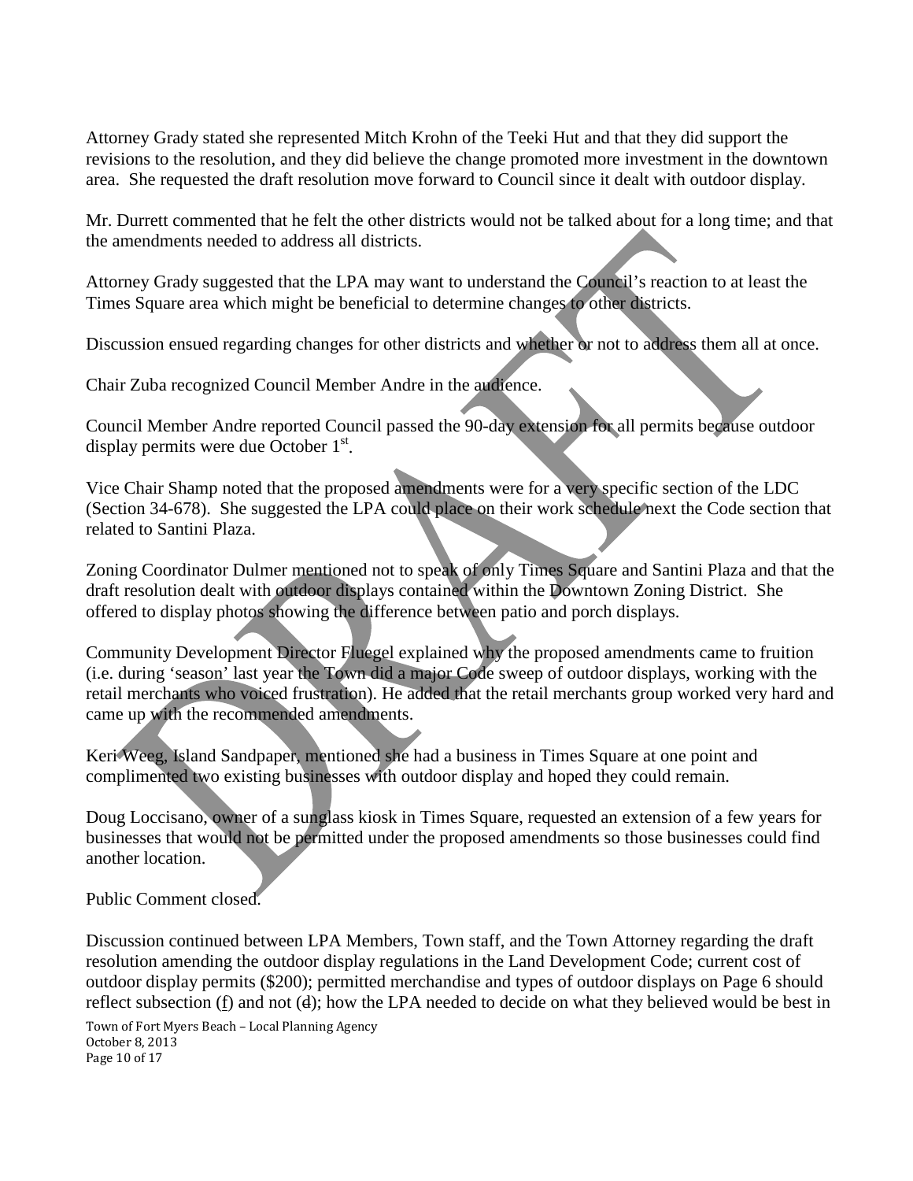Attorney Grady stated she represented Mitch Krohn of the Teeki Hut and that they did support the revisions to the resolution, and they did believe the change promoted more investment in the downtown area. She requested the draft resolution move forward to Council since it dealt with outdoor display.

Mr. Durrett commented that he felt the other districts would not be talked about for a long time; and that the amendments needed to address all districts.

Attorney Grady suggested that the LPA may want to understand the Council's reaction to at least the Times Square area which might be beneficial to determine changes to other districts.

Discussion ensued regarding changes for other districts and whether or not to address them all at once.

Chair Zuba recognized Council Member Andre in the audience.

Council Member Andre reported Council passed the 90-day extension for all permits because outdoor display permits were due October 1st.

Vice Chair Shamp noted that the proposed amendments were for a very specific section of the LDC (Section 34-678). She suggested the LPA could place on their work schedule next the Code section that related to Santini Plaza.

Zoning Coordinator Dulmer mentioned not to speak of only Times Square and Santini Plaza and that the draft resolution dealt with outdoor displays contained within the Downtown Zoning District. She offered to display photos showing the difference between patio and porch displays.

Community Development Director Fluegel explained why the proposed amendments came to fruition (i.e. during 'season' last year the Town did a major Code sweep of outdoor displays, working with the retail merchants who voiced frustration). He added that the retail merchants group worked very hard and came up with the recommended amendments.

Keri Weeg, Island Sandpaper, mentioned she had a business in Times Square at one point and complimented two existing businesses with outdoor display and hoped they could remain.

Doug Loccisano, owner of a sunglass kiosk in Times Square, requested an extension of a few years for businesses that would not be permitted under the proposed amendments so those businesses could find another location.

Public Comment closed.

Discussion continued between LPA Members, Town staff, and the Town Attorney regarding the draft resolution amending the outdoor display regulations in the Land Development Code; current cost of outdoor display permits ($200); permitted merchandise and types of outdoor displays on Page 6 should reflect subsection (f) and not (d); how the LPA needed to decide on what they believed would be best in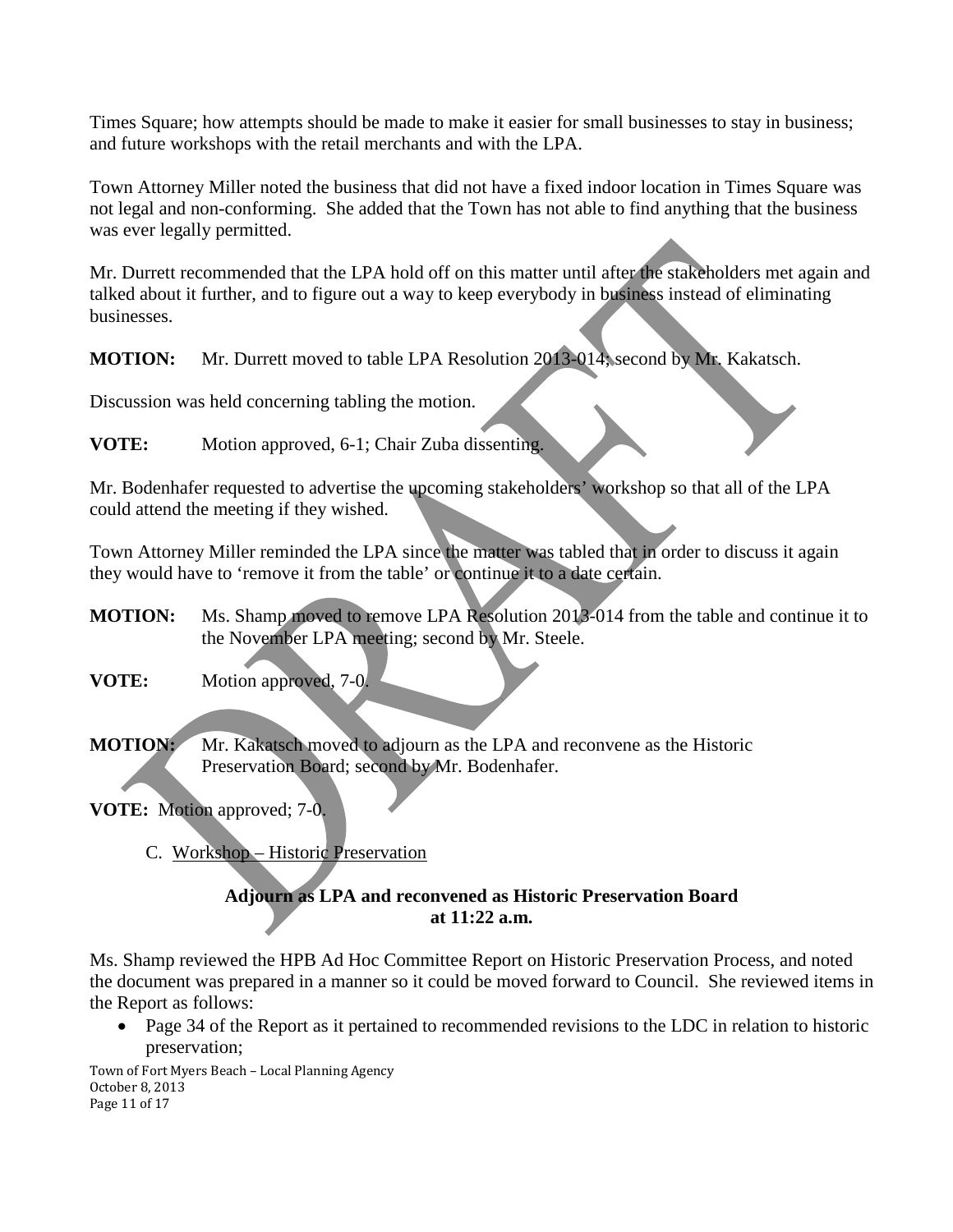Times Square; how attempts should be made to make it easier for small businesses to stay in business; and future workshops with the retail merchants and with the LPA.

Town Attorney Miller noted the business that did not have a fixed indoor location in Times Square was not legal and non-conforming. She added that the Town has not able to find anything that the business was ever legally permitted.

Mr. Durrett recommended that the LPA hold off on this matter until after the stakeholders met again and talked about it further, and to figure out a way to keep everybody in business instead of eliminating businesses.

**MOTION:** Mr. Durrett moved to table LPA Resolution 2013-014; second by Mr. Kakatsch.

Discussion was held concerning tabling the motion.

**VOTE:** Motion approved, 6-1; Chair Zuba dissenting.

Mr. Bodenhafer requested to advertise the upcoming stakeholders' workshop so that all of the LPA could attend the meeting if they wished.

Town Attorney Miller reminded the LPA since the matter was tabled that in order to discuss it again they would have to 'remove it from the table' or continue it to a date certain.

**MOTION:** Ms. Shamp moved to remove LPA Resolution 2013-014 from the table and continue it to the November LPA meeting; second by Mr. Steele.

**VOTE:** Motion approved, 7-0.

**MOTION:** Mr. Kakatsch moved to adjourn as the LPA and reconvene as the Historic Preservation Board; second by Mr. Bodenhafer.

**VOTE:** Motion approved; 7-0.

C. Workshop – Historic Preservation

**Adjourn as LPA and reconvened as Historic Preservation Board at 11:22 a.m.**

Ms. Shamp reviewed the HPB Ad Hoc Committee Report on Historic Preservation Process, and noted the document was prepared in a manner so it could be moved forward to Council. She reviewed items in the Report as follows:

- Page 34 of the Report as it pertained to recommended revisions to the LDC in relation to historic preservation;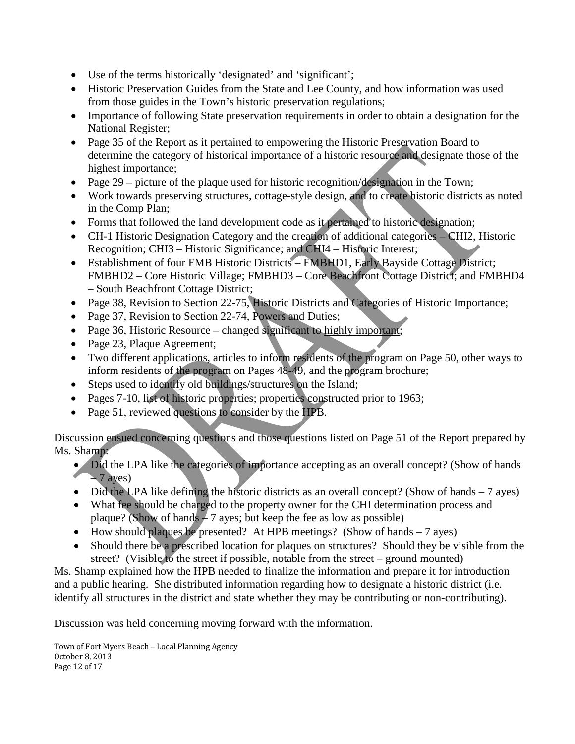- Use of the terms historically 'designated' and 'significant';
- Historic Preservation Guides from the State and Lee County, and how information was used from those guides in the Town's historic preservation regulations;
- Importance of following State preservation requirements in order to obtain a designation for the National Register;
- Page 35 of the Report as it pertained to empowering the Historic Preservation Board to determine the category of historical importance of a historic resource and designate those of the highest importance;
- Page 29 – picture of the plaque used for historic recognition/designation in the Town;
- Work towards preserving structures, cottage-style design, and to create historic districts as noted in the Comp Plan;
- Forms that followed the land development code as it pertained to historic designation;
- CH-1 Historic Designation Category and the creation of additional categories – CHI2, Historic Recognition; CHI3 – Historic Significance; and CHI4 – Historic Interest;
- Establishment of four FMB Historic Districts – FMBHD1, Early Bayside Cottage District; FMBHD2 – Core Historic Village; FMBHD3 – Core Beachfront Cottage District; and FMBHD4 – South Beachfront Cottage District;
- Page 38, Revision to Section 22-75, Historic Districts and Categories of Historic Importance;
- Page 37, Revision to Section 22-74, Powers and Duties;
- Page 36, Historic Resource – changed ~~significant~~ to <u>highly important</u>;
- Page 23, Plaque Agreement;
- Two different applications, articles to inform residents of the program on Page 50, other ways to inform residents of the program on Pages 48-49, and the program brochure;
- Steps used to identify old buildings/structures on the Island;
- Pages 7-10, list of historic properties; properties constructed prior to 1963;
- Page 51, reviewed questions to consider by the HPB.

Discussion ensued concerning questions and those questions listed on Page 51 of the Report prepared by Ms. Shamp:

- Did the LPA like the categories of importance accepting as an overall concept? (Show of hands – 7 ayes)
- Did the LPA like defining the historic districts as an overall concept? (Show of hands – 7 ayes)
- What fee should be charged to the property owner for the CHI determination process and plaque? (Show of hands – 7 ayes; but keep the fee as low as possible)
- How should plaques be presented? At HPB meetings? (Show of hands – 7 ayes)
- Should there be a prescribed location for plaques on structures? Should they be visible from the street? (Visible to the street if possible, notable from the street – ground mounted)

Ms. Shamp explained how the HPB needed to finalize the information and prepare it for introduction and a public hearing. She distributed information regarding how to designate a historic district (i.e. identify all structures in the district and state whether they may be contributing or non-contributing).

Discussion was held concerning moving forward with the information.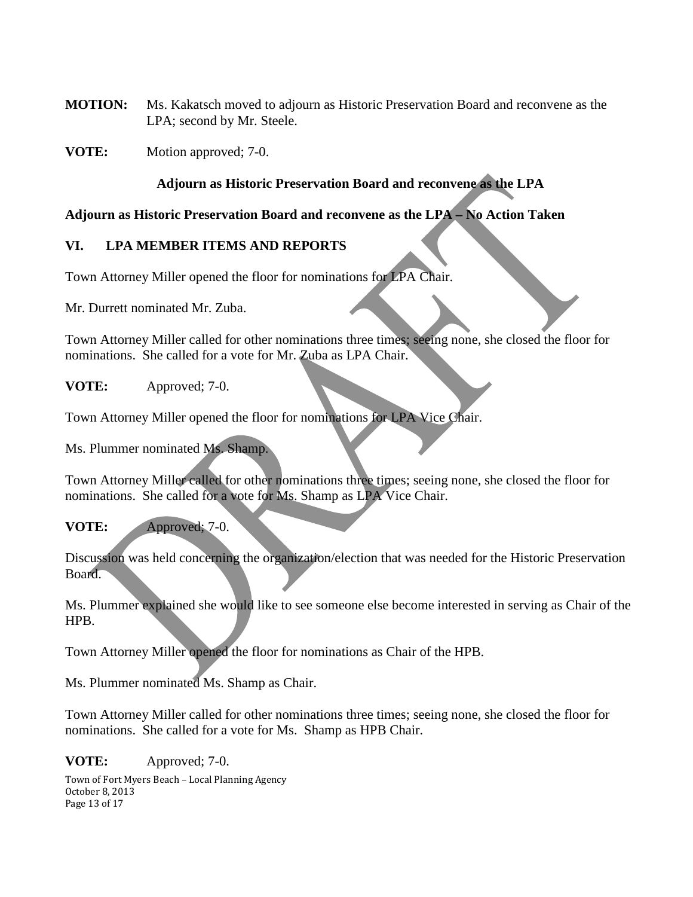**MOTION:** Ms. Kakatsch moved to adjourn as Historic Preservation Board and reconvene as the LPA; second by Mr. Steele.

**VOTE:** Motion approved; 7-0.

**Adjourn as Historic Preservation Board and reconvene as the LPA**

**Adjourn as Historic Preservation Board and reconvene as the LPA – No Action Taken**

## VI. LPA MEMBER ITEMS AND REPORTS

Town Attorney Miller opened the floor for nominations for LPA Chair.

Mr. Durrett nominated Mr. Zuba.

Town Attorney Miller called for other nominations three times; seeing none, she closed the floor for nominations. She called for a vote for Mr. Zuba as LPA Chair.

**VOTE:** Approved; 7-0.

Town Attorney Miller opened the floor for nominations for LPA Vice Chair.

Ms. Plummer nominated Ms. Shamp.

Town Attorney Miller called for other nominations three times; seeing none, she closed the floor for nominations. She called for a vote for Ms. Shamp as LPA Vice Chair.

**VOTE:** Approved; 7-0.

Discussion was held concerning the organization/election that was needed for the Historic Preservation Board.

Ms. Plummer explained she would like to see someone else become interested in serving as Chair of the HPB.

Town Attorney Miller opened the floor for nominations as Chair of the HPB.

Ms. Plummer nominated Ms. Shamp as Chair.

Town Attorney Miller called for other nominations three times; seeing none, she closed the floor for nominations. She called for a vote for Ms. Shamp as HPB Chair.

**VOTE:** Approved; 7-0.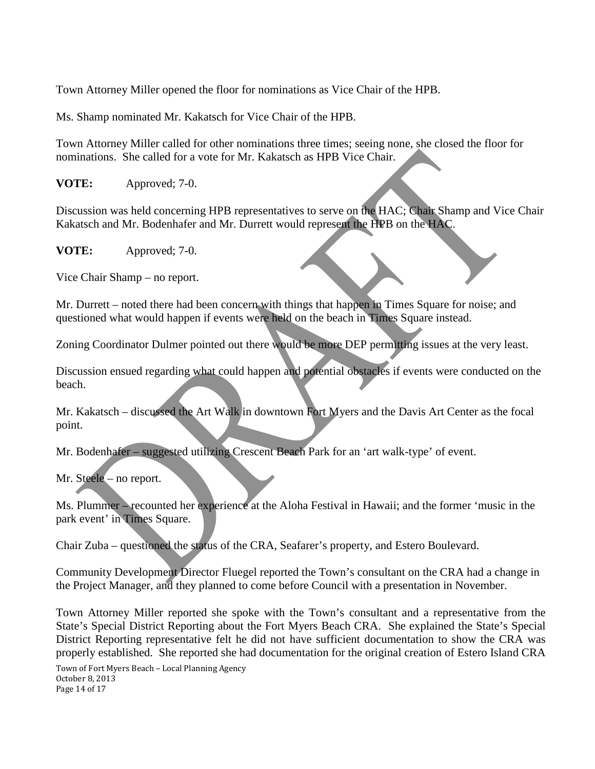Town Attorney Miller opened the floor for nominations as Vice Chair of the HPB.

Ms. Shamp nominated Mr. Kakatsch for Vice Chair of the HPB.

Town Attorney Miller called for other nominations three times; seeing none, she closed the floor for nominations. She called for a vote for Mr. Kakatsch as HPB Vice Chair.

**VOTE:** Approved; 7-0.

Discussion was held concerning HPB representatives to serve on the HAC; Chair Shamp and Vice Chair Kakatsch and Mr. Bodenhafer and Mr. Durrett would represent the HPB on the HAC.

**VOTE:** Approved; 7-0.

Vice Chair Shamp – no report.

Mr. Durrett – noted there had been concern with things that happen in Times Square for noise; and questioned what would happen if events were held on the beach in Times Square instead.

Zoning Coordinator Dulmer pointed out there would be more DEP permitting issues at the very least.

Discussion ensued regarding what could happen and potential obstacles if events were conducted on the beach.

Mr. Kakatsch – discussed the Art Walk in downtown Fort Myers and the Davis Art Center as the focal point.

Mr. Bodenhafer – suggested utilizing Crescent Beach Park for an 'art walk-type' of event.

Mr. Steele – no report.

Ms. Plummer – recounted her experience at the Aloha Festival in Hawaii; and the former 'music in the park event' in Times Square.

Chair Zuba – questioned the status of the CRA, Seafarer's property, and Estero Boulevard.

Community Development Director Fluegel reported the Town's consultant on the CRA had a change in the Project Manager, and they planned to come before Council with a presentation in November.

Town Attorney Miller reported she spoke with the Town's consultant and a representative from the State's Special District Reporting about the Fort Myers Beach CRA. She explained the State's Special District Reporting representative felt he did not have sufficient documentation to show the CRA was properly established. She reported she had documentation for the original creation of Estero Island CRA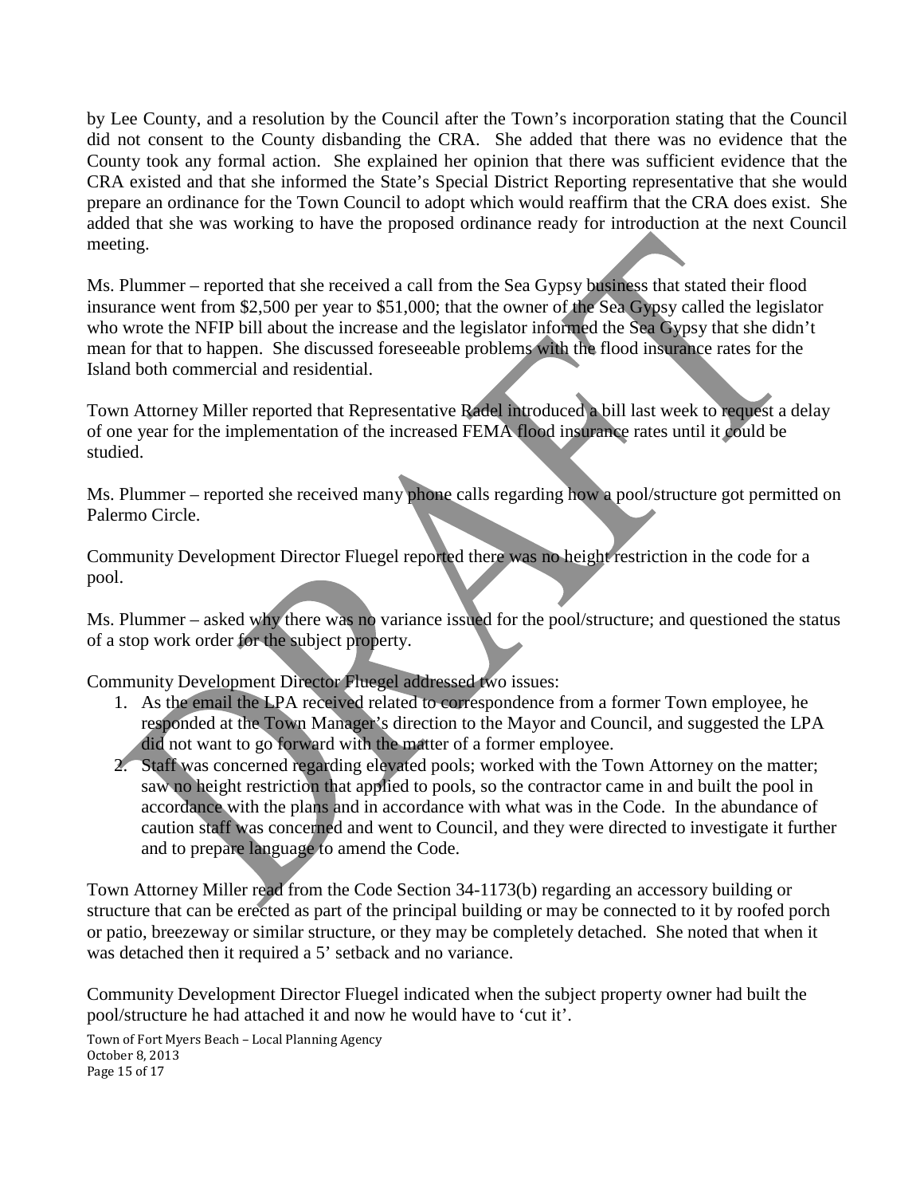by Lee County, and a resolution by the Council after the Town's incorporation stating that the Council did not consent to the County disbanding the CRA. She added that there was no evidence that the County took any formal action. She explained her opinion that there was sufficient evidence that the CRA existed and that she informed the State's Special District Reporting representative that she would prepare an ordinance for the Town Council to adopt which would reaffirm that the CRA does exist. She added that she was working to have the proposed ordinance ready for introduction at the next Council meeting.

Ms. Plummer – reported that she received a call from the Sea Gypsy business that stated their flood insurance went from $2,500 per year to $51,000; that the owner of the Sea Gypsy called the legislator who wrote the NFIP bill about the increase and the legislator informed the Sea Gypsy that she didn't mean for that to happen. She discussed foreseeable problems with the flood insurance rates for the Island both commercial and residential.

Town Attorney Miller reported that Representative Radel introduced a bill last week to request a delay of one year for the implementation of the increased FEMA flood insurance rates until it could be studied.

Ms. Plummer – reported she received many phone calls regarding how a pool/structure got permitted on Palermo Circle.

Community Development Director Fluegel reported there was no height restriction in the code for a pool.

Ms. Plummer – asked why there was no variance issued for the pool/structure; and questioned the status of a stop work order for the subject property.

Community Development Director Fluegel addressed two issues:

1. As the email the LPA received related to correspondence from a former Town employee, he responded at the Town Manager's direction to the Mayor and Council, and suggested the LPA did not want to go forward with the matter of a former employee.
2. Staff was concerned regarding elevated pools; worked with the Town Attorney on the matter; saw no height restriction that applied to pools, so the contractor came in and built the pool in accordance with the plans and in accordance with what was in the Code. In the abundance of caution staff was concerned and went to Council, and they were directed to investigate it further and to prepare language to amend the Code.

Town Attorney Miller read from the Code Section 34-1173(b) regarding an accessory building or structure that can be erected as part of the principal building or may be connected to it by roofed porch or patio, breezeway or similar structure, or they may be completely detached. She noted that when it was detached then it required a 5' setback and no variance.

Community Development Director Fluegel indicated when the subject property owner had built the pool/structure he had attached it and now he would have to 'cut it'.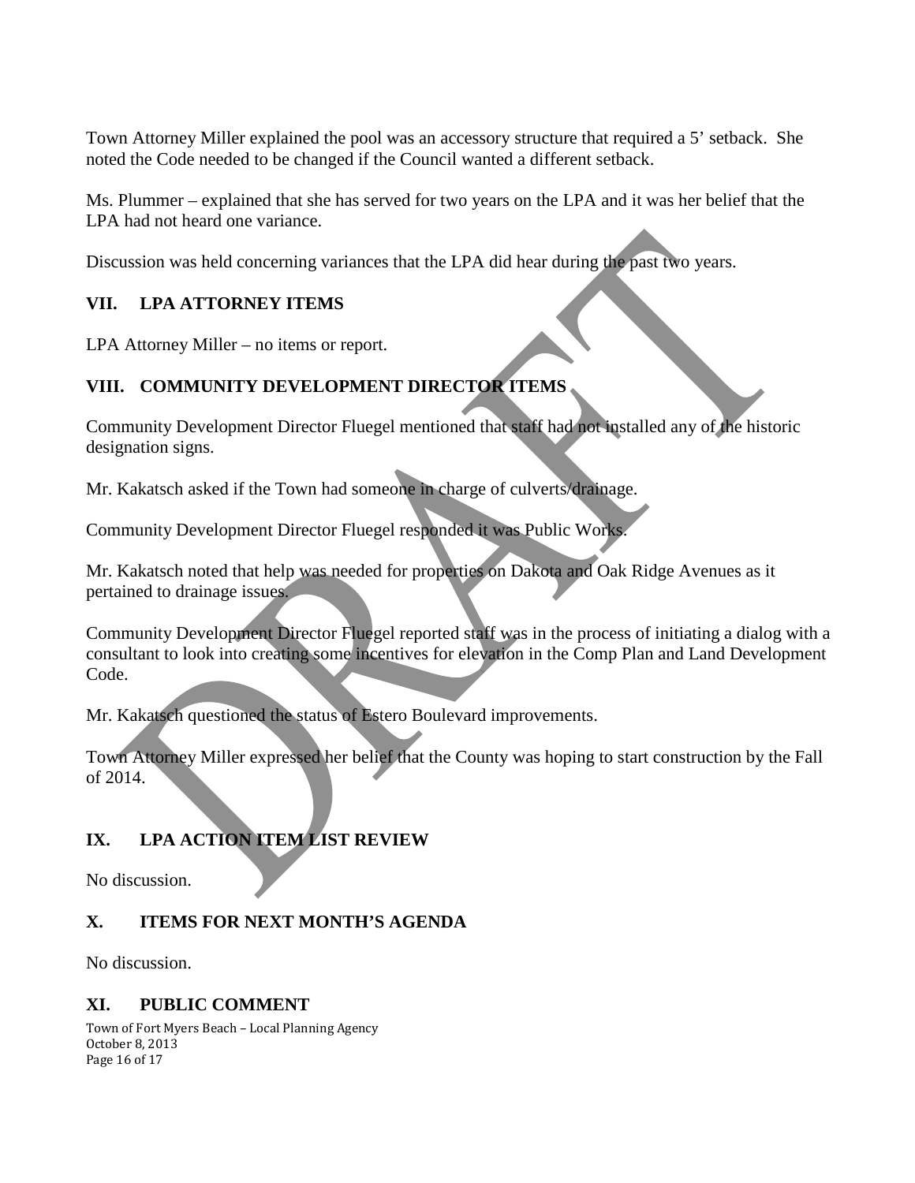Town Attorney Miller explained the pool was an accessory structure that required a 5' setback. She noted the Code needed to be changed if the Council wanted a different setback.

Ms. Plummer – explained that she has served for two years on the LPA and it was her belief that the LPA had not heard one variance.

Discussion was held concerning variances that the LPA did hear during the past two years.

## VII. LPA ATTORNEY ITEMS

LPA Attorney Miller – no items or report.

## VIII. COMMUNITY DEVELOPMENT DIRECTOR ITEMS

Community Development Director Fluegel mentioned that staff had not installed any of the historic designation signs.

Mr. Kakatsch asked if the Town had someone in charge of culverts/drainage.

Community Development Director Fluegel responded it was Public Works.

Mr. Kakatsch noted that help was needed for properties on Dakota and Oak Ridge Avenues as it pertained to drainage issues.

Community Development Director Fluegel reported staff was in the process of initiating a dialog with a consultant to look into creating some incentives for elevation in the Comp Plan and Land Development Code.

Mr. Kakatsch questioned the status of Estero Boulevard improvements.

Town Attorney Miller expressed her belief that the County was hoping to start construction by the Fall of 2014.

## IX. LPA ACTION ITEM LIST REVIEW

No discussion.

## X. ITEMS FOR NEXT MONTH'S AGENDA

No discussion.

## XI. PUBLIC COMMENT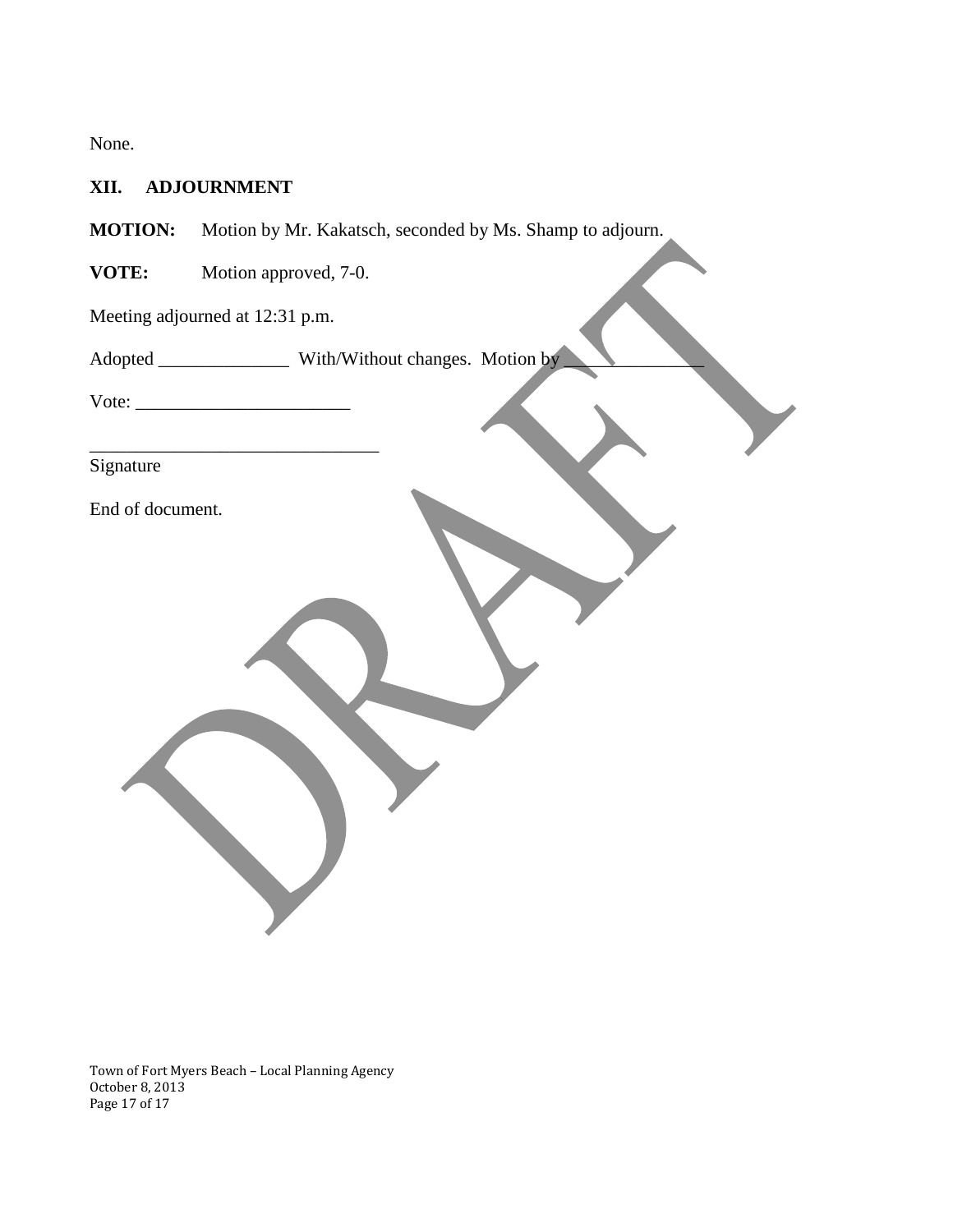None.

## XII. ADJOURNMENT

**MOTION:** Motion by Mr. Kakatsch, seconded by Ms. Shamp to adjourn.

**VOTE:** Motion approved, 7-0.

Meeting adjourned at 12:31 p.m.

Adopted ______________ With/Without changes. Motion by ______________

Vote: _______________________

_______________________________
Signature

End of document.